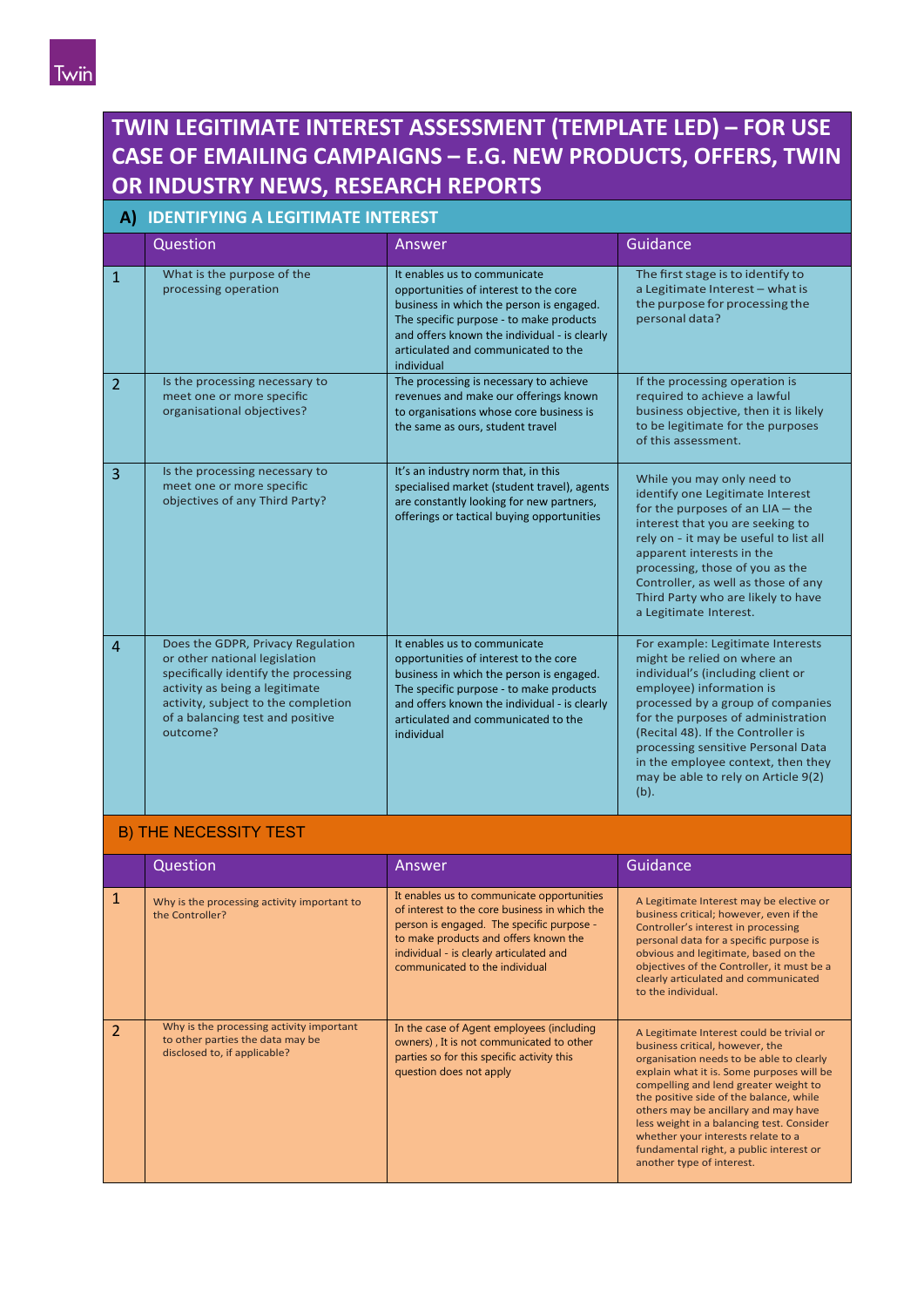Twin

# TWIN LEGITIMATE INTEREST ASSESSMENT (TEMPLATE LED) – FOR USE CASE OF EMAILING CAMPAIGNS – E.G. NEW PRODUCTS, OFFERS, TWIN OR INDUSTRY NEWS, RESEARCH REPORTS

## A) IDENTIFYING A LEGITIMATE INTEREST

| | Question | Answer | Guidance |
|---|---|---|---|
| 1 | What is the purpose of the processing operation | It enables us to communicate opportunities of interest to the core business in which the person is engaged. The specific purpose - to make products and offers known the individual - is clearly articulated and communicated to the individual | The first stage is to identify to a Legitimate Interest – what is the purpose for processing the personal data? |
| 2 | Is the processing necessary to meet one or more specific organisational objectives? | The processing is necessary to achieve revenues and make our offerings known to organisations whose core business is the same as ours, student travel | If the processing operation is required to achieve a lawful business objective, then it is likely to be legitimate for the purposes of this assessment. |
| 3 | Is the processing necessary to meet one or more specific objectives of any Third Party? | It's an industry norm that, in this specialised market (student travel), agents are constantly looking for new partners, offerings or tactical buying opportunities | While you may only need to identify one Legitimate Interest for the purposes of an LIA – the interest that you are seeking to rely on - it may be useful to list all apparent interests in the processing, those of you as the Controller, as well as those of any Third Party who are likely to have a Legitimate Interest. |
| 4 | Does the GDPR, Privacy Regulation or other national legislation specifically identify the processing activity as being a legitimate activity, subject to the completion of a balancing test and positive outcome? | It enables us to communicate opportunities of interest to the core business in which the person is engaged. The specific purpose - to make products and offers known the individual - is clearly articulated and communicated to the individual | For example: Legitimate Interests might be relied on where an individual's (including client or employee) information is processed by a group of companies for the purposes of administration (Recital 48). If the Controller is processing sensitive Personal Data in the employee context, then they may be able to rely on Article 9(2)(b). |

## B) THE NECESSITY TEST

| | Question | Answer | Guidance |
|---|---|---|---|
| 1 | Why is the processing activity important to the Controller? | It enables us to communicate opportunities of interest to the core business in which the person is engaged. The specific purpose - to make products and offers known the individual - is clearly articulated and communicated to the individual | A Legitimate Interest may be elective or business critical; however, even if the Controller's interest in processing personal data for a specific purpose is obvious and legitimate, based on the objectives of the Controller, it must be a clearly articulated and communicated to the individual. |
| 2 | Why is the processing activity important to other parties the data may be disclosed to, if applicable? | In the case of Agent employees (including owners) , It is not communicated to other parties so for this specific activity this question does not apply | A Legitimate Interest could be trivial or business critical, however, the organisation needs to be able to clearly explain what it is. Some purposes will be compelling and lend greater weight to the positive side of the balance, while others may be ancillary and may have less weight in a balancing test. Consider whether your interests relate to a fundamental right, a public interest or another type of interest. |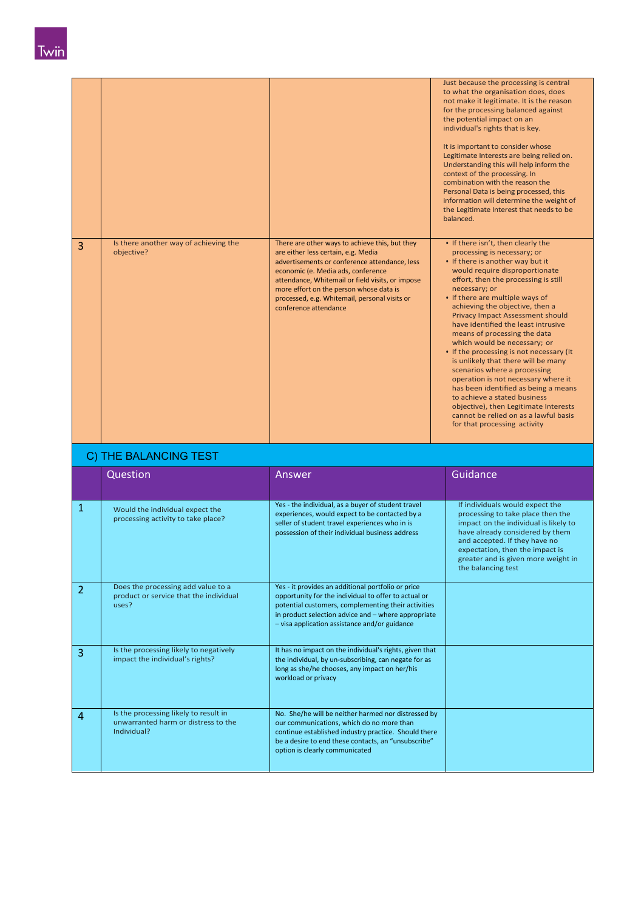| | | | |
|---|---|---|---|
| | | | Just because the processing is central to what the organisation does, does not make it legitimate. It is the reason for the processing balanced against the potential impact on an individual's rights that is key.<br><br>It is important to consider whose Legitimate Interests are being relied on. Understanding this will help inform the context of the processing. In combination with the reason the Personal Data is being processed, this information will determine the weight of the Legitimate Interest that needs to be balanced. |
| 3 | Is there another way of achieving the objective? | There are other ways to achieve this, but they are either less certain, e.g. Media advertisements or conference attendance, less economic (e. Media ads, conference attendance, Whitemail or field visits, or impose more effort on the person whose data is processed, e.g. Whitemail, personal visits or conference attendance | • If there isn't, then clearly the processing is necessary; or<br>• If there is another way but it would require disproportionate effort, then the processing is still necessary; or<br>• If there are multiple ways of achieving the objective, then a Privacy Impact Assessment should have identified the least intrusive means of processing the data which would be necessary; or<br>• If the processing is not necessary (It is unlikely that there will be many scenarios where a processing operation is not necessary where it has been identified as being a means to achieve a stated business objective), then Legitimate Interests cannot be relied on as a lawful basis for that processing activity |

## C) THE BALANCING TEST

| | Question | Answer | Guidance |
|---|---|---|---|
| 1 | Would the individual expect the processing activity to take place? | Yes - the individual, as a buyer of student travel experiences, would expect to be contacted by a seller of student travel experiences who in is possession of their individual business address | If individuals would expect the processing to take place then the impact on the individual is likely to have already considered by them and accepted. If they have no expectation, then the impact is greater and is given more weight in the balancing test |
| 2 | Does the processing add value to a product or service that the individual uses? | Yes - it provides an additional portfolio or price opportunity for the individual to offer to actual or potential customers, complementing their activities in product selection advice and – where appropriate – visa application assistance and/or guidance | |
| 3 | Is the processing likely to negatively impact the individual's rights? | It has no impact on the individual's rights, given that the individual, by un-subscribing, can negate for as long as she/he chooses, any impact on her/his workload or privacy | |
| 4 | Is the processing likely to result in unwarranted harm or distress to the Individual? | No. She/he will be neither harmed nor distressed by our communications, which do no more than continue established industry practice. Should there be a desire to end these contacts, an "unsubscribe" option is clearly communicated | |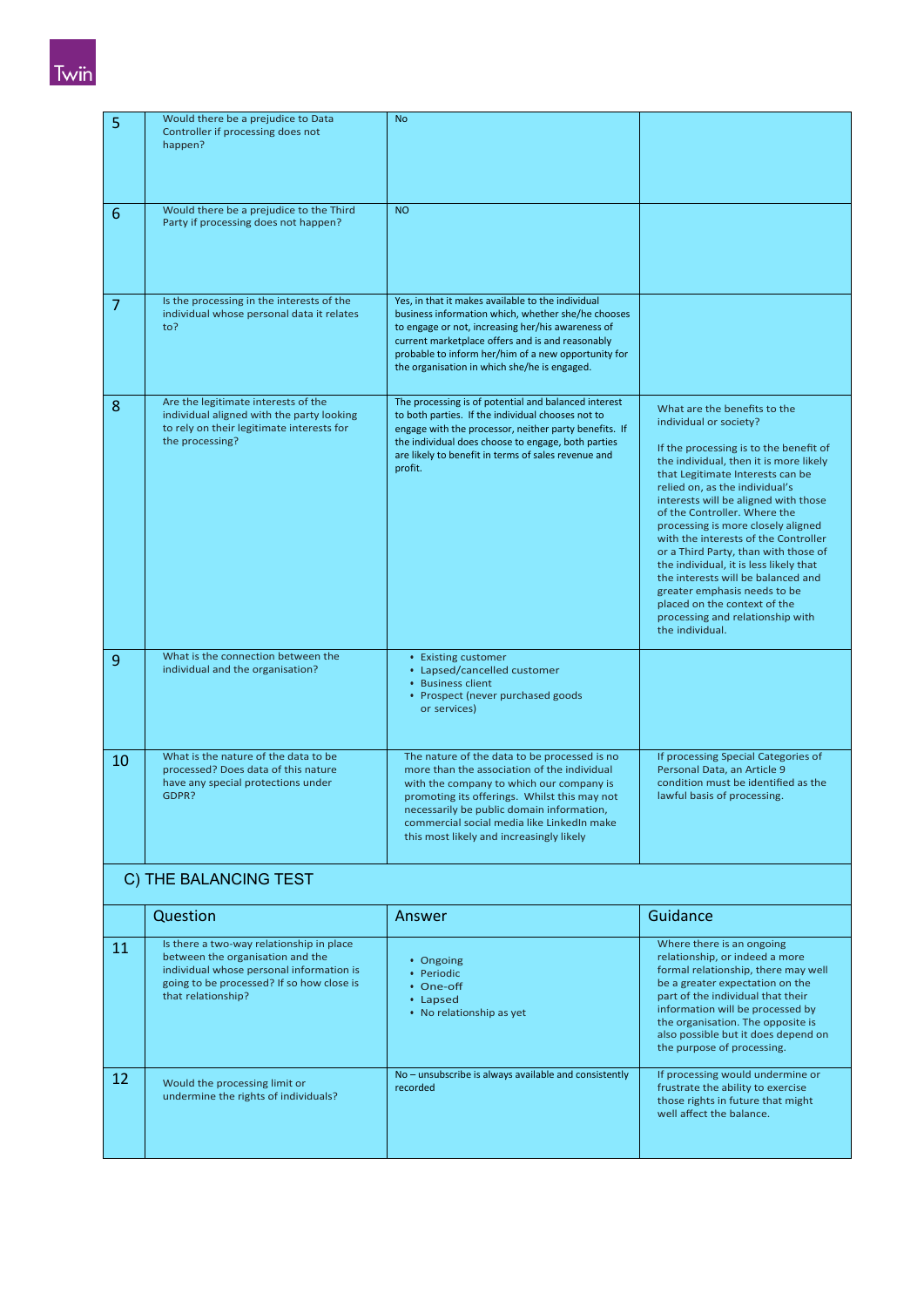| | | | |
|---|---|---|---|
| 5 | Would there be a prejudice to Data Controller if processing does not happen? | No | |
| 6 | Would there be a prejudice to the Third Party if processing does not happen? | NO | |
| 7 | Is the processing in the interests of the individual whose personal data it relates to? | Yes, in that it makes available to the individual business information which, whether she/he chooses to engage or not, increasing her/his awareness of current marketplace offers and is and reasonably probable to inform her/him of a new opportunity for the organisation in which she/he is engaged. | |
| 8 | Are the legitimate interests of the individual aligned with the party looking to rely on their legitimate interests for the processing? | The processing is of potential and balanced interest to both parties. If the individual chooses not to engage with the processor, neither party benefits. If the individual does choose to engage, both parties are likely to benefit in terms of sales revenue and profit. | What are the benefits to the individual or society?<br><br>If the processing is to the benefit of the individual, then it is more likely that Legitimate Interests can be relied on, as the individual's interests will be aligned with those of the Controller. Where the processing is more closely aligned with the interests of the Controller or a Third Party, than with those of the individual, it is less likely that the interests will be balanced and greater emphasis needs to be placed on the context of the processing and relationship with the individual. |
| 9 | What is the connection between the individual and the organisation? | • Existing customer<br>• Lapsed/cancelled customer<br>• Business client<br>• Prospect (never purchased goods or services) | |
| 10 | What is the nature of the data to be processed? Does data of this nature have any special protections under GDPR? | The nature of the data to be processed is no more than the association of the individual with the company to which our company is promoting its offerings. Whilst this may not necessarily be public domain information, commercial social media like LinkedIn make this most likely and increasingly likely | If processing Special Categories of Personal Data, an Article 9 condition must be identified as the lawful basis of processing. |

## C) THE BALANCING TEST

| | Question | Answer | Guidance |
|---|---|---|---|
| 11 | Is there a two-way relationship in place between the organisation and the individual whose personal information is going to be processed? If so how close is that relationship? | • Ongoing<br>• Periodic<br>• One-off<br>• Lapsed<br>• No relationship as yet | Where there is an ongoing relationship, or indeed a more formal relationship, there may well be a greater expectation on the part of the individual that their information will be processed by the organisation. The opposite is also possible but it does depend on the purpose of processing. |
| 12 | Would the processing limit or undermine the rights of individuals? | No – unsubscribe is always available and consistently recorded | If processing would undermine or frustrate the ability to exercise those rights in future that might well affect the balance. |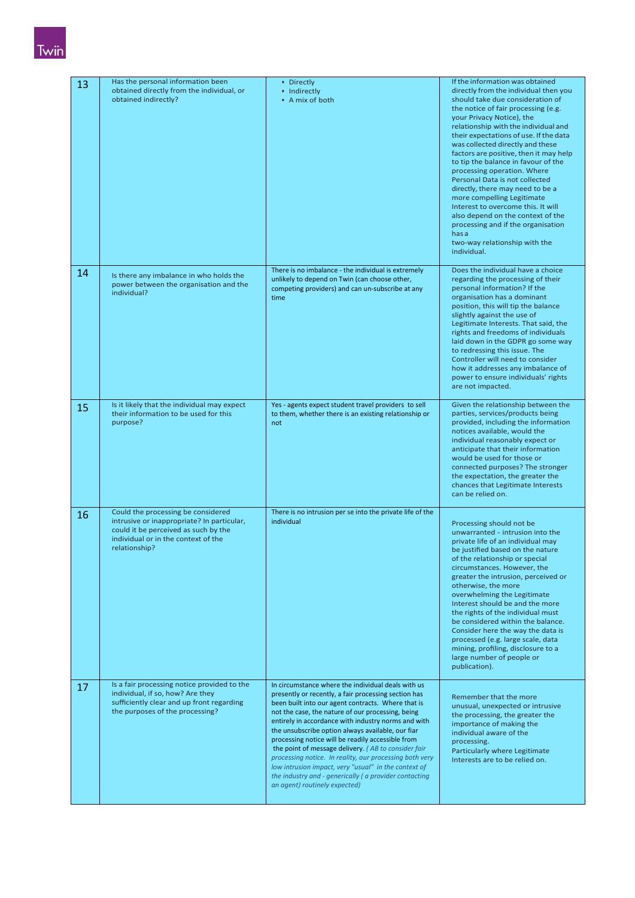| 13 | Has the personal information been obtained directly from the individual, or obtained indirectly? | • Directly<br>• Indirectly<br>• A mix of both | If the information was obtained directly from the individual then you should take due consideration of the notice of fair processing (e.g. your Privacy Notice), the relationship with the individual and their expectations of use. If the data was collected directly and these factors are positive, then it may help to tip the balance in favour of the processing operation. Where Personal Data is not collected directly, there may need to be a more compelling Legitimate Interest to overcome this. It will also depend on the context of the processing and if the organisation has a two-way relationship with the individual. |
|---|---|---|---|
| 14 | Is there any imbalance in who holds the power between the organisation and the individual? | There is no imbalance - the individual is extremely unlikely to depend on Twin (can choose other, competing providers) and can un-subscribe at any time | Does the individual have a choice regarding the processing of their personal information? If the organisation has a dominant position, this will tip the balance slightly against the use of Legitimate Interests. That said, the rights and freedoms of individuals laid down in the GDPR go some way to redressing this issue. The Controller will need to consider how it addresses any imbalance of power to ensure individuals' rights are not impacted. |
| 15 | Is it likely that the individual may expect their information to be used for this purpose? | Yes - agents expect student travel providers to sell to them, whether there is an existing relationship or not | Given the relationship between the parties, services/products being provided, including the information notices available, would the individual reasonably expect or anticipate that their information would be used for those or connected purposes? The stronger the expectation, the greater the chances that Legitimate Interests can be relied on. |
| 16 | Could the processing be considered intrusive or inappropriate? In particular, could it be perceived as such by the individual or in the context of the relationship? | There is no intrusion per se into the private life of the individual | Processing should not be unwarranted - intrusion into the private life of an individual may be justified based on the nature of the relationship or special circumstances. However, the greater the intrusion, perceived or otherwise, the more overwhelming the Legitimate Interest should be and the more the rights of the individual must be considered within the balance. Consider here the way the data is processed (e.g. large scale, data mining, profiling, disclosure to a large number of people or publication). |
| 17 | Is a fair processing notice provided to the individual, if so, how? Are they sufficiently clear and up front regarding the purposes of the processing? | In circumstance where the individual deals with us presently or recently, a fair processing section has been built into our agent contracts. Where that is not the case, the nature of our processing, being entirely in accordance with industry norms and with the unsubscribe option always available, our fiar processing notice will be readily accessible from the point of message delivery. *( AB to consider fair processing notice. In reality, our processing both very low intrusion impact, very "usual" in the context of the industry and - generically ( a provider contacting an agent) routinely expected)* | Remember that the more unusual, unexpected or intrusive the processing, the greater the importance of making the individual aware of the processing. Particularly where Legitimate Interests are to be relied on. |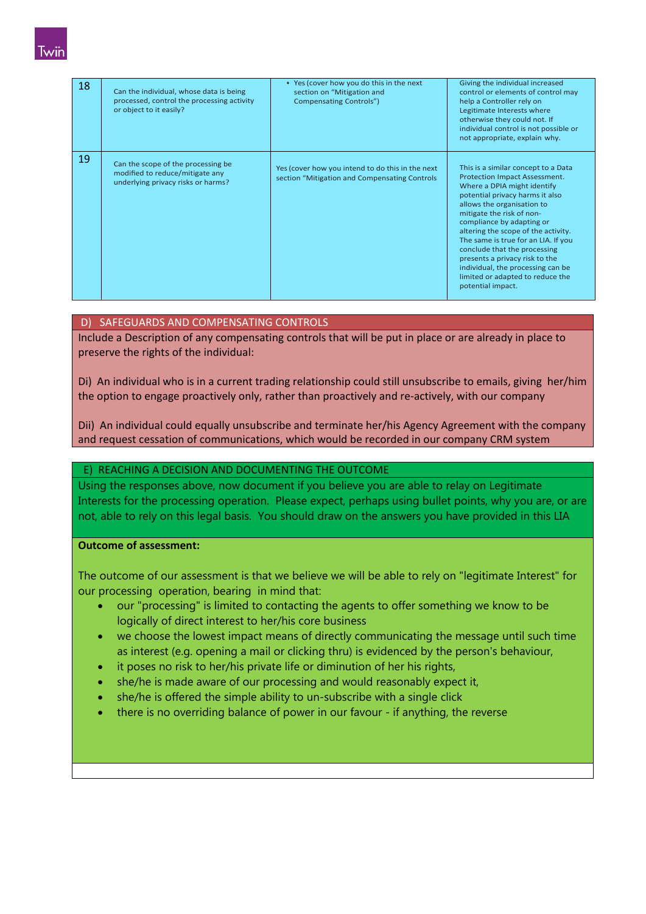| | | | |
|---|---|---|---|
| 18 | Can the individual, whose data is being processed, control the processing activity or object to it easily? | • Yes (cover how you do this in the next section on "Mitigation and Compensating Controls") | Giving the individual increased control or elements of control may help a Controller rely on Legitimate Interests where otherwise they could not. If individual control is not possible or not appropriate, explain why. |
| 19 | Can the scope of the processing be modified to reduce/mitigate any underlying privacy risks or harms? | Yes (cover how you intend to do this in the next section "Mitigation and Compensating Controls | This is a similar concept to a Data Protection Impact Assessment. Where a DPIA might identify potential privacy harms it also allows the organisation to mitigate the risk of non-compliance by adapting or altering the scope of the activity. The same is true for an LIA. If you conclude that the processing presents a privacy risk to the individual, the processing can be limited or adapted to reduce the potential impact. |

## D) SAFEGUARDS AND COMPENSATING CONTROLS

Include a Description of any compensating controls that will be put in place or are already in place to preserve the rights of the individual:

Di) An individual who is in a current trading relationship could still unsubscribe to emails, giving her/him the option to engage proactively only, rather than proactively and re-actively, with our company

Dii) An individual could equally unsubscribe and terminate her/his Agency Agreement with the company and request cessation of communications, which would be recorded in our company CRM system

## E) REACHING A DECISION AND DOCUMENTING THE OUTCOME

Using the responses above, now document if you believe you are able to relay on Legitimate Interests for the processing operation. Please expect, perhaps using bullet points, why you are, or are not, able to rely on this legal basis. You should draw on the answers you have provided in this LIA

**Outcome of assessment:**

The outcome of our assessment is that we believe we will be able to rely on "legitimate Interest" for our processing operation, bearing in mind that:

- our "processing" is limited to contacting the agents to offer something we know to be logically of direct interest to her/his core business
- we choose the lowest impact means of directly communicating the message until such time as interest (e.g. opening a mail or clicking thru) is evidenced by the person's behaviour,
- it poses no risk to her/his private life or diminution of her his rights,
- she/he is made aware of our processing and would reasonably expect it,
- she/he is offered the simple ability to un-subscribe with a single click
- there is no overriding balance of power in our favour - if anything, the reverse